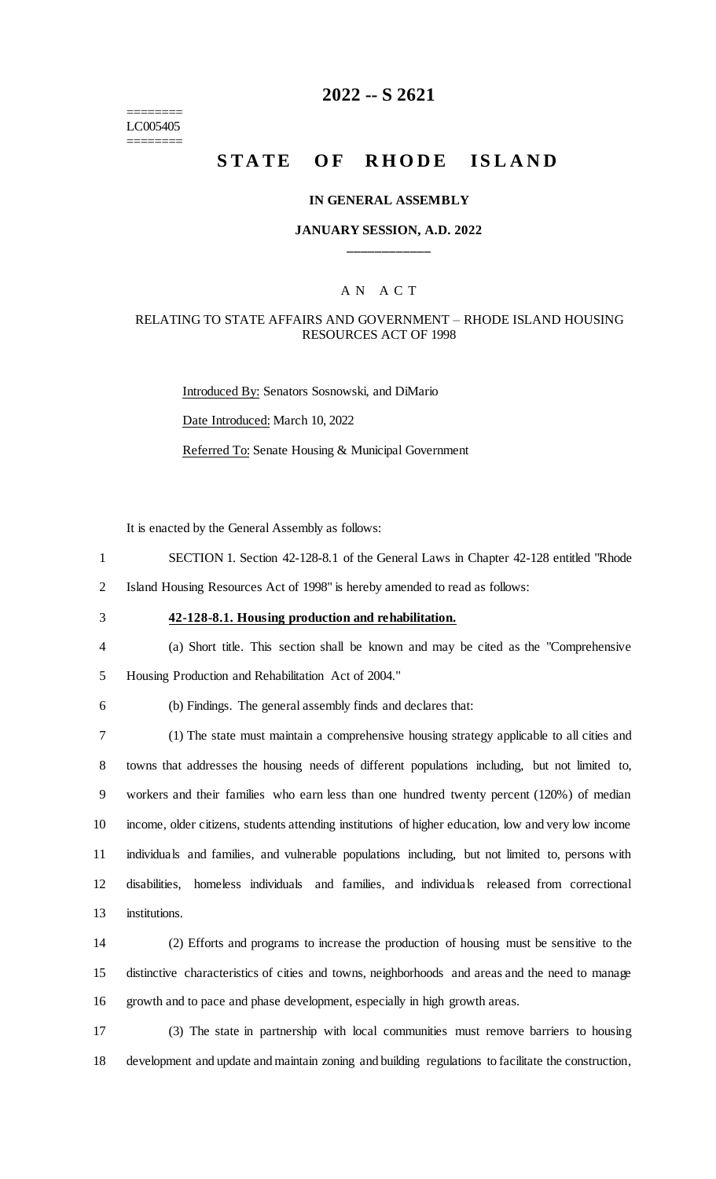========
LC005405
========

# 2022 -- S 2621

# STATE OF RHODE ISLAND

### IN GENERAL ASSEMBLY

### JANUARY SESSION, A.D. 2022

____________

A N A C T

RELATING TO STATE AFFAIRS AND GOVERNMENT – RHODE ISLAND HOUSING RESOURCES ACT OF 1998

Introduced By: Senators Sosnowski, and DiMario

Date Introduced: March 10, 2022

Referred To: Senate Housing & Municipal Government

It is enacted by the General Assembly as follows:

1 SECTION 1. Section 42-128-8.1 of the General Laws in Chapter 42-128 entitled "Rhode
2 Island Housing Resources Act of 1998" is hereby amended to read as follows:

3 **42-128-8.1. Housing production and rehabilitation.**

4 (a) Short title. This section shall be known and may be cited as the "Comprehensive
5 Housing Production and Rehabilitation Act of 2004."

6 (b) Findings. The general assembly finds and declares that:

7 (1) The state must maintain a comprehensive housing strategy applicable to all cities and
8 towns that addresses the housing needs of different populations including, but not limited to,
9 workers and their families who earn less than one hundred twenty percent (120%) of median
10 income, older citizens, students attending institutions of higher education, low and very low income
11 individuals and families, and vulnerable populations including, but not limited to, persons with
12 disabilities, homeless individuals and families, and individuals released from correctional
13 institutions.

14 (2) Efforts and programs to increase the production of housing must be sensitive to the
15 distinctive characteristics of cities and towns, neighborhoods and areas and the need to manage
16 growth and to pace and phase development, especially in high growth areas.

17 (3) The state in partnership with local communities must remove barriers to housing
18 development and update and maintain zoning and building regulations to facilitate the construction,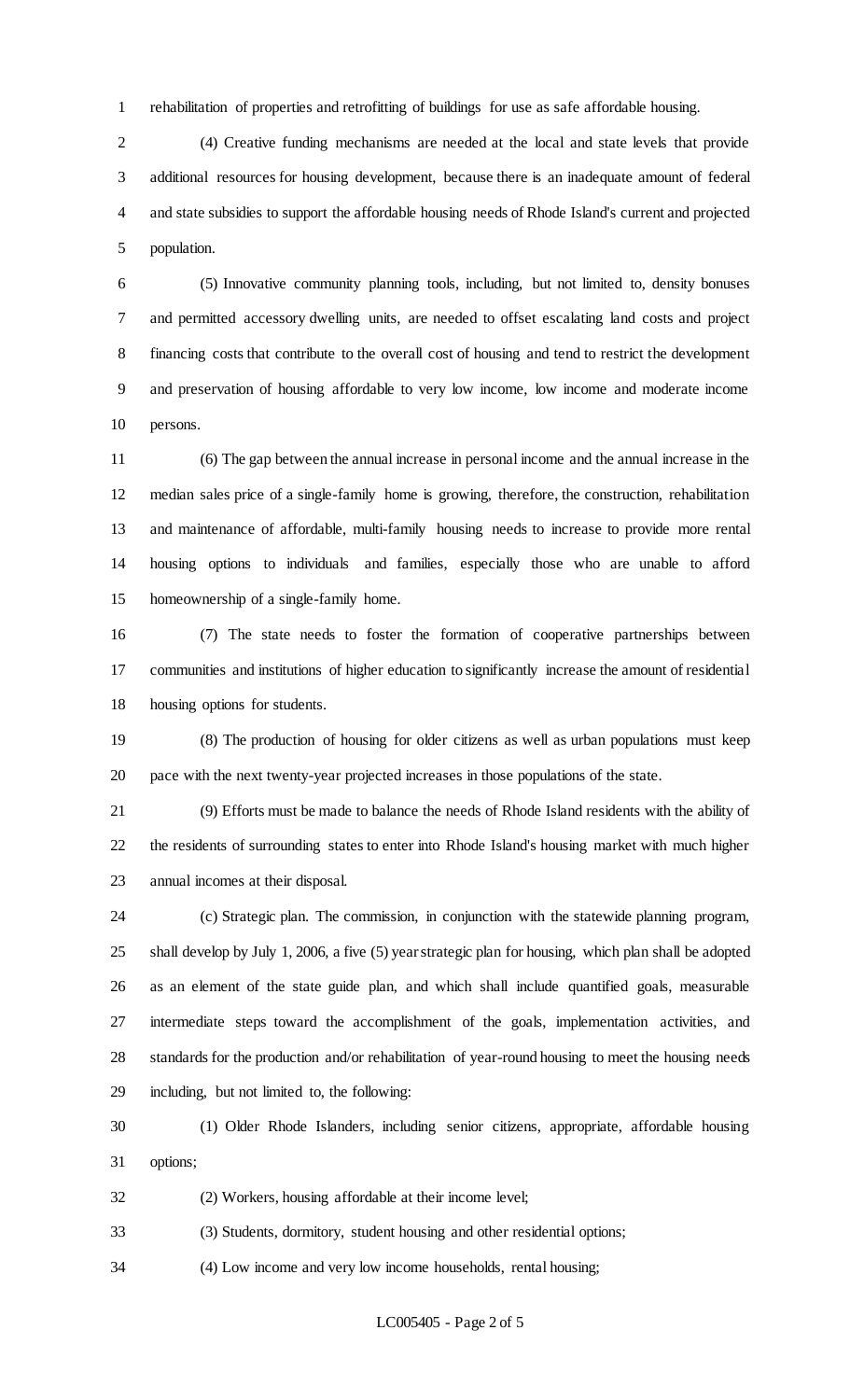rehabilitation of properties and retrofitting of buildings for use as safe affordable housing.

(4) Creative funding mechanisms are needed at the local and state levels that provide additional resources for housing development, because there is an inadequate amount of federal and state subsidies to support the affordable housing needs of Rhode Island's current and projected population.

(5) Innovative community planning tools, including, but not limited to, density bonuses and permitted accessory dwelling units, are needed to offset escalating land costs and project financing costs that contribute to the overall cost of housing and tend to restrict the development and preservation of housing affordable to very low income, low income and moderate income persons.

(6) The gap between the annual increase in personal income and the annual increase in the median sales price of a single-family home is growing, therefore, the construction, rehabilitation and maintenance of affordable, multi-family housing needs to increase to provide more rental housing options to individuals and families, especially those who are unable to afford homeownership of a single-family home.

(7) The state needs to foster the formation of cooperative partnerships between communities and institutions of higher education to significantly increase the amount of residential housing options for students.

(8) The production of housing for older citizens as well as urban populations must keep pace with the next twenty-year projected increases in those populations of the state.

(9) Efforts must be made to balance the needs of Rhode Island residents with the ability of the residents of surrounding states to enter into Rhode Island's housing market with much higher annual incomes at their disposal.

(c) Strategic plan. The commission, in conjunction with the statewide planning program, shall develop by July 1, 2006, a five (5) year strategic plan for housing, which plan shall be adopted as an element of the state guide plan, and which shall include quantified goals, measurable intermediate steps toward the accomplishment of the goals, implementation activities, and standards for the production and/or rehabilitation of year-round housing to meet the housing needs including, but not limited to, the following:

(1) Older Rhode Islanders, including senior citizens, appropriate, affordable housing options;

(2) Workers, housing affordable at their income level;

(3) Students, dormitory, student housing and other residential options;

(4) Low income and very low income households, rental housing;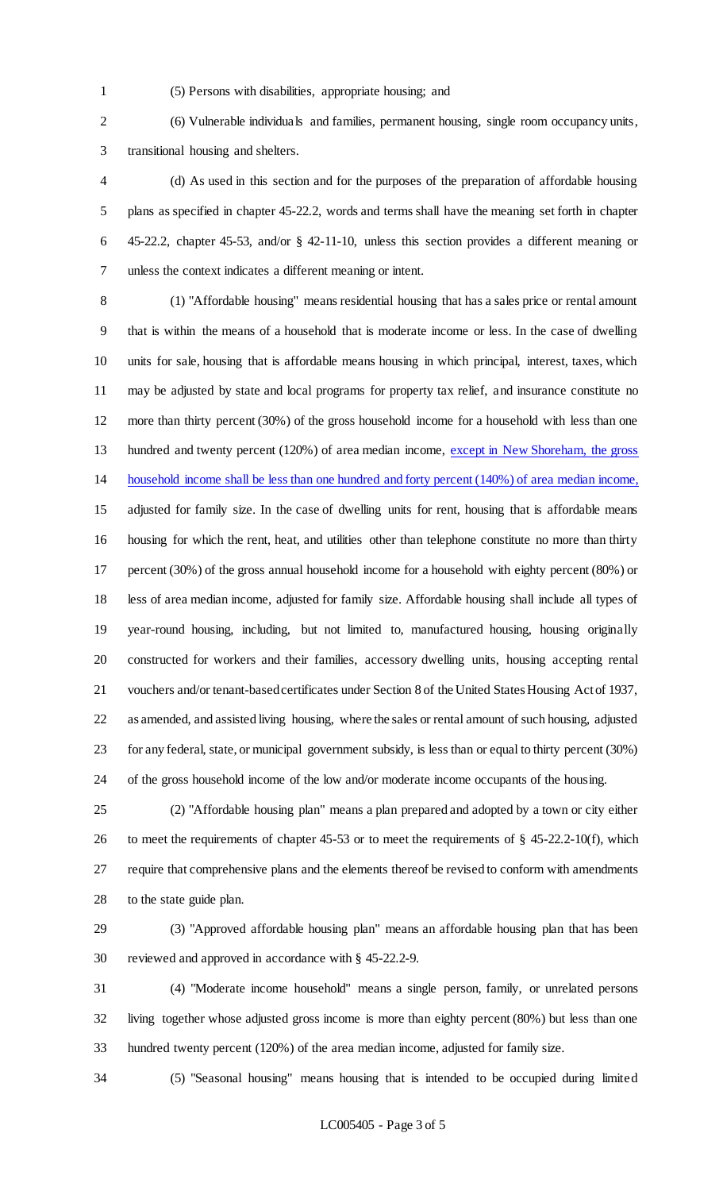(5) Persons with disabilities, appropriate housing; and

(6) Vulnerable individuals and families, permanent housing, single room occupancy units, transitional housing and shelters.

(d) As used in this section and for the purposes of the preparation of affordable housing plans as specified in chapter 45-22.2, words and terms shall have the meaning set forth in chapter 45-22.2, chapter 45-53, and/or § 42-11-10, unless this section provides a different meaning or unless the context indicates a different meaning or intent.

(1) "Affordable housing" means residential housing that has a sales price or rental amount that is within the means of a household that is moderate income or less. In the case of dwelling units for sale, housing that is affordable means housing in which principal, interest, taxes, which may be adjusted by state and local programs for property tax relief, and insurance constitute no more than thirty percent (30%) of the gross household income for a household with less than one hundred and twenty percent (120%) of area median income, <u>except in New Shoreham, the gross household income shall be less than one hundred and forty percent (140%) of area median income,</u> adjusted for family size. In the case of dwelling units for rent, housing that is affordable means housing for which the rent, heat, and utilities other than telephone constitute no more than thirty percent (30%) of the gross annual household income for a household with eighty percent (80%) or less of area median income, adjusted for family size. Affordable housing shall include all types of year-round housing, including, but not limited to, manufactured housing, housing originally constructed for workers and their families, accessory dwelling units, housing accepting rental vouchers and/or tenant-based certificates under Section 8 of the United States Housing Act of 1937, as amended, and assisted living housing, where the sales or rental amount of such housing, adjusted for any federal, state, or municipal government subsidy, is less than or equal to thirty percent (30%) of the gross household income of the low and/or moderate income occupants of the housing.

(2) "Affordable housing plan" means a plan prepared and adopted by a town or city either to meet the requirements of chapter 45-53 or to meet the requirements of § 45-22.2-10(f), which require that comprehensive plans and the elements thereof be revised to conform with amendments to the state guide plan.

(3) "Approved affordable housing plan" means an affordable housing plan that has been reviewed and approved in accordance with § 45-22.2-9.

(4) "Moderate income household" means a single person, family, or unrelated persons living together whose adjusted gross income is more than eighty percent (80%) but less than one hundred twenty percent (120%) of the area median income, adjusted for family size.

(5) "Seasonal housing" means housing that is intended to be occupied during limited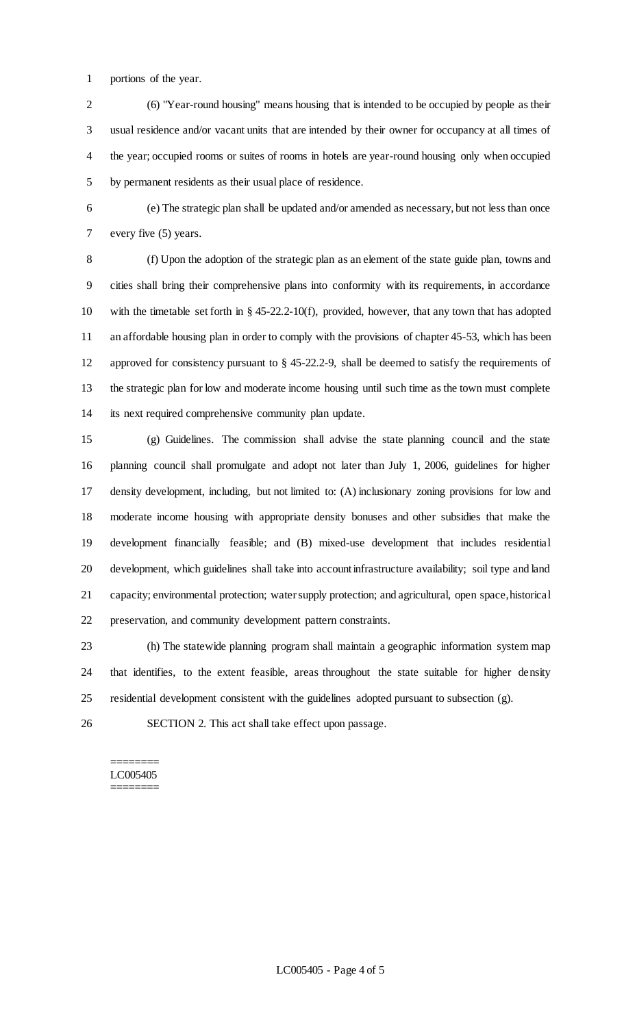portions of the year.

(6) "Year-round housing" means housing that is intended to be occupied by people as their usual residence and/or vacant units that are intended by their owner for occupancy at all times of the year; occupied rooms or suites of rooms in hotels are year-round housing only when occupied by permanent residents as their usual place of residence.

(e) The strategic plan shall be updated and/or amended as necessary, but not less than once every five (5) years.

(f) Upon the adoption of the strategic plan as an element of the state guide plan, towns and cities shall bring their comprehensive plans into conformity with its requirements, in accordance with the timetable set forth in § 45-22.2-10(f), provided, however, that any town that has adopted an affordable housing plan in order to comply with the provisions of chapter 45-53, which has been approved for consistency pursuant to § 45-22.2-9, shall be deemed to satisfy the requirements of the strategic plan for low and moderate income housing until such time as the town must complete its next required comprehensive community plan update.

(g) Guidelines. The commission shall advise the state planning council and the state planning council shall promulgate and adopt not later than July 1, 2006, guidelines for higher density development, including, but not limited to: (A) inclusionary zoning provisions for low and moderate income housing with appropriate density bonuses and other subsidies that make the development financially feasible; and (B) mixed-use development that includes residential development, which guidelines shall take into account infrastructure availability; soil type and land capacity; environmental protection; water supply protection; and agricultural, open space, historical preservation, and community development pattern constraints.

(h) The statewide planning program shall maintain a geographic information system map that identifies, to the extent feasible, areas throughout the state suitable for higher density residential development consistent with the guidelines adopted pursuant to subsection (g).

SECTION 2. This act shall take effect upon passage.

========
LC005405
========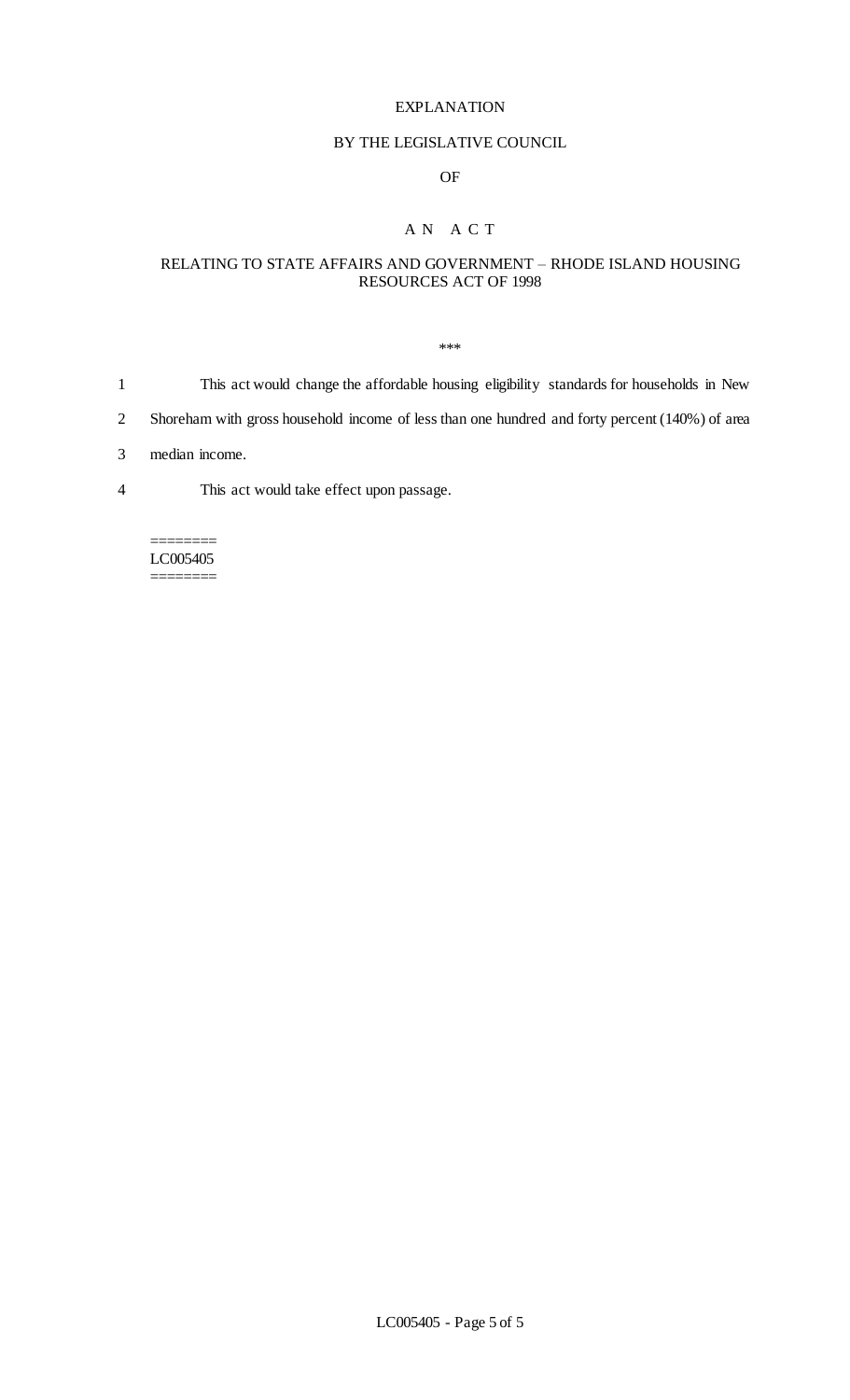EXPLANATION

BY THE LEGISLATIVE COUNCIL

OF

A N A C T

RELATING TO STATE AFFAIRS AND GOVERNMENT – RHODE ISLAND HOUSING RESOURCES ACT OF 1998

\*\*\*

This act would change the affordable housing eligibility standards for households in New Shoreham with gross household income of less than one hundred and forty percent (140%) of area median income.

This act would take effect upon passage.

========
LC005405
========